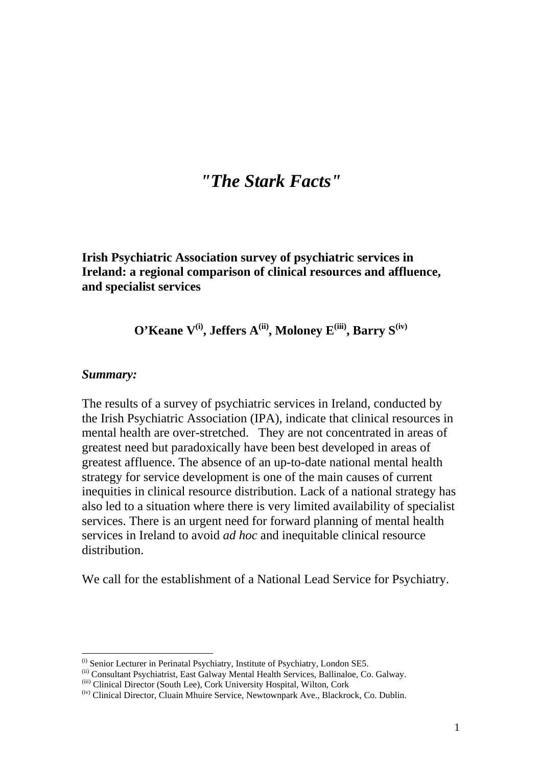# *"The Stark Facts"*

**Irish Psychiatric Association survey of psychiatric services in Ireland: a regional comparison of clinical resources and affluence, and specialist services**

**O'Keane V[i], Jeffers A[ii], Moloney E[iii], Barry S[iv]**

***Summary:***

The results of a survey of psychiatric services in Ireland, conducted by the Irish Psychiatric Association (IPA), indicate that clinical resources in mental health are over-stretched. They are not concentrated in areas of greatest need but paradoxically have been best developed in areas of greatest affluence. The absence of an up-to-date national mental health strategy for service development is one of the main causes of current inequities in clinical resource distribution. Lack of a national strategy has also led to a situation where there is very limited availability of specialist services. There is an urgent need for forward planning of mental health services in Ireland to avoid *ad hoc* and inequitable clinical resource distribution.

We call for the establishment of a National Lead Service for Psychiatry.

---

[i] Senior Lecturer in Perinatal Psychiatry, Institute of Psychiatry, London SE5.
[ii] Consultant Psychiatrist, East Galway Mental Health Services, Ballinaloe, Co. Galway.
[iii] Clinical Director (South Lee), Cork University Hospital, Wilton, Cork
[iv] Clinical Director, Cluain Mhuire Service, Newtownpark Ave., Blackrock, Co. Dublin.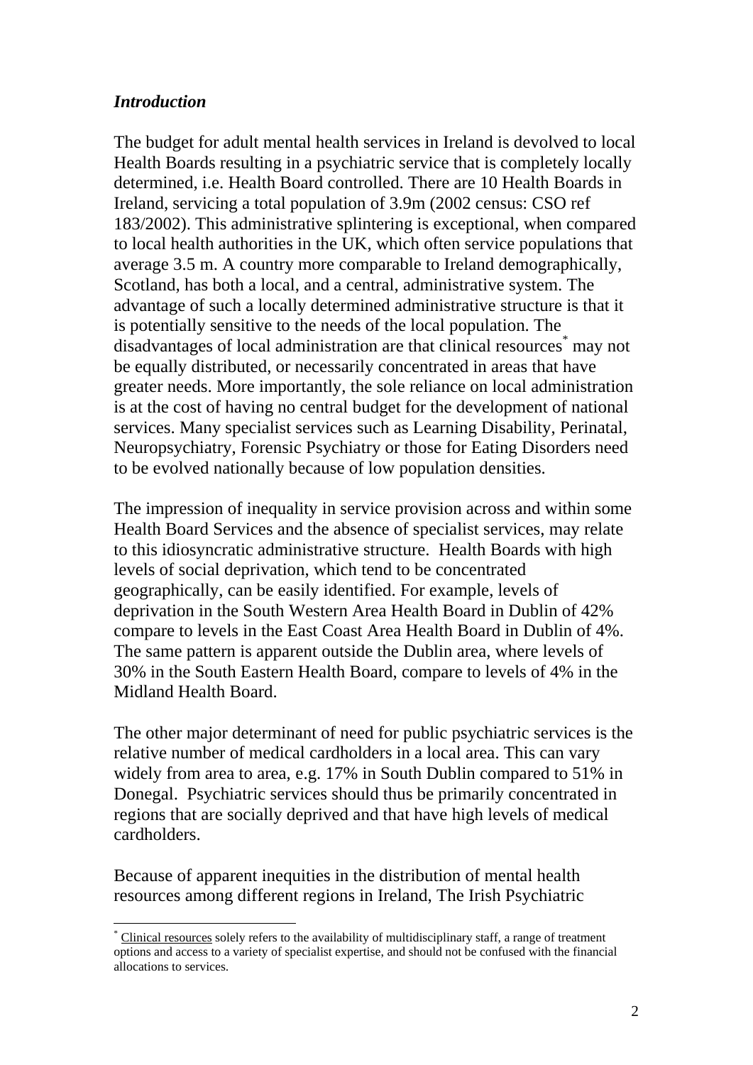## *Introduction*

The budget for adult mental health services in Ireland is devolved to local Health Boards resulting in a psychiatric service that is completely locally determined, i.e. Health Board controlled. There are 10 Health Boards in Ireland, servicing a total population of 3.9m (2002 census: CSO ref 183/2002). This administrative splintering is exceptional, when compared to local health authorities in the UK, which often service populations that average 3.5 m. A country more comparable to Ireland demographically, Scotland, has both a local, and a central, administrative system. The advantage of such a locally determined administrative structure is that it is potentially sensitive to the needs of the local population. The disadvantages of local administration are that clinical resources[*] may not be equally distributed, or necessarily concentrated in areas that have greater needs. More importantly, the sole reliance on local administration is at the cost of having no central budget for the development of national services. Many specialist services such as Learning Disability, Perinatal, Neuropsychiatry, Forensic Psychiatry or those for Eating Disorders need to be evolved nationally because of low population densities.

The impression of inequality in service provision across and within some Health Board Services and the absence of specialist services, may relate to this idiosyncratic administrative structure. Health Boards with high levels of social deprivation, which tend to be concentrated geographically, can be easily identified. For example, levels of deprivation in the South Western Area Health Board in Dublin of 42% compare to levels in the East Coast Area Health Board in Dublin of 4%. The same pattern is apparent outside the Dublin area, where levels of 30% in the South Eastern Health Board, compare to levels of 4% in the Midland Health Board.

The other major determinant of need for public psychiatric services is the relative number of medical cardholders in a local area. This can vary widely from area to area, e.g. 17% in South Dublin compared to 51% in Donegal. Psychiatric services should thus be primarily concentrated in regions that are socially deprived and that have high levels of medical cardholders.

Because of apparent inequities in the distribution of mental health resources among different regions in Ireland, The Irish Psychiatric

[*] Clinical resources solely refers to the availability of multidisciplinary staff, a range of treatment options and access to a variety of specialist expertise, and should not be confused with the financial allocations to services.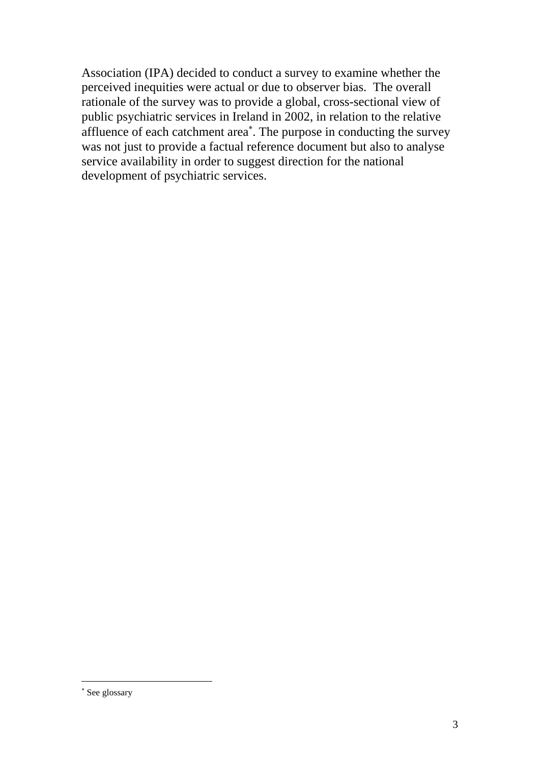Association (IPA) decided to conduct a survey to examine whether the perceived inequities were actual or due to observer bias. The overall rationale of the survey was to provide a global, cross-sectional view of public psychiatric services in Ireland in 2002, in relation to the relative affluence of each catchment area[*]. The purpose in conducting the survey was not just to provide a factual reference document but also to analyse service availability in order to suggest direction for the national development of psychiatric services.

---

[*] See glossary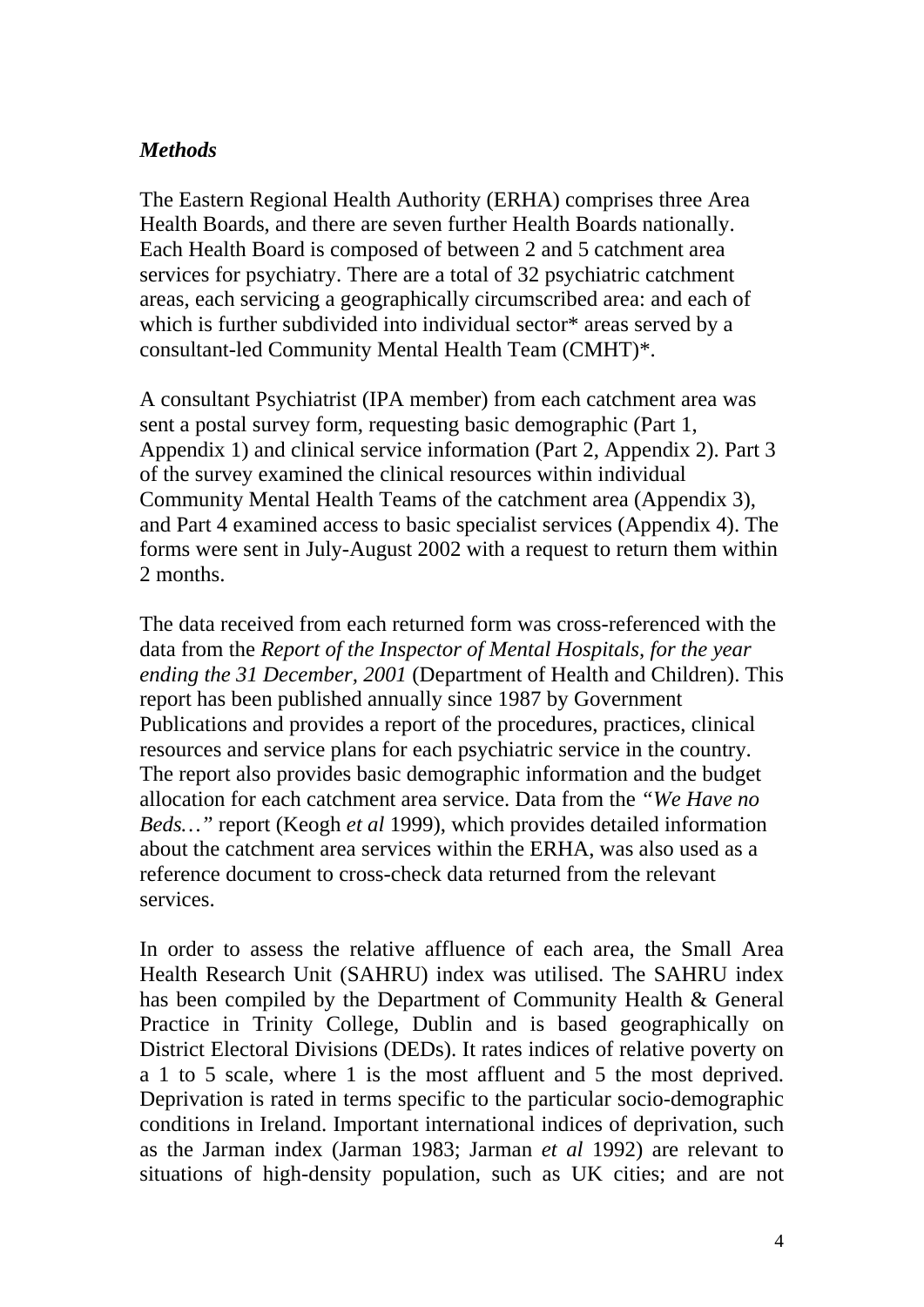*Methods*

The Eastern Regional Health Authority (ERHA) comprises three Area Health Boards, and there are seven further Health Boards nationally. Each Health Board is composed of between 2 and 5 catchment area services for psychiatry. There are a total of 32 psychiatric catchment areas, each servicing a geographically circumscribed area: and each of which is further subdivided into individual sector* areas served by a consultant-led Community Mental Health Team (CMHT)*.

A consultant Psychiatrist (IPA member) from each catchment area was sent a postal survey form, requesting basic demographic (Part 1, Appendix 1) and clinical service information (Part 2, Appendix 2). Part 3 of the survey examined the clinical resources within individual Community Mental Health Teams of the catchment area (Appendix 3), and Part 4 examined access to basic specialist services (Appendix 4). The forms were sent in July-August 2002 with a request to return them within 2 months.

The data received from each returned form was cross-referenced with the data from the *Report of the Inspector of Mental Hospitals, for the year ending the 31 December, 2001* (Department of Health and Children). This report has been published annually since 1987 by Government Publications and provides a report of the procedures, practices, clinical resources and service plans for each psychiatric service in the country. The report also provides basic demographic information and the budget allocation for each catchment area service. Data from the *"We Have no Beds…"* report (Keogh *et al* 1999), which provides detailed information about the catchment area services within the ERHA, was also used as a reference document to cross-check data returned from the relevant services.

In order to assess the relative affluence of each area, the Small Area Health Research Unit (SAHRU) index was utilised. The SAHRU index has been compiled by the Department of Community Health & General Practice in Trinity College, Dublin and is based geographically on District Electoral Divisions (DEDs). It rates indices of relative poverty on a 1 to 5 scale, where 1 is the most affluent and 5 the most deprived. Deprivation is rated in terms specific to the particular socio-demographic conditions in Ireland. Important international indices of deprivation, such as the Jarman index (Jarman 1983; Jarman *et al* 1992) are relevant to situations of high-density population, such as UK cities; and are not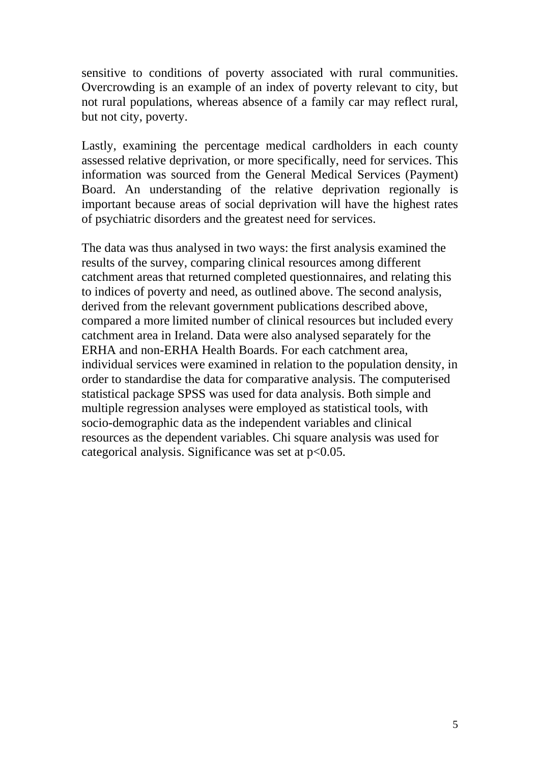sensitive to conditions of poverty associated with rural communities. Overcrowding is an example of an index of poverty relevant to city, but not rural populations, whereas absence of a family car may reflect rural, but not city, poverty.

Lastly, examining the percentage medical cardholders in each county assessed relative deprivation, or more specifically, need for services. This information was sourced from the General Medical Services (Payment) Board. An understanding of the relative deprivation regionally is important because areas of social deprivation will have the highest rates of psychiatric disorders and the greatest need for services.

The data was thus analysed in two ways: the first analysis examined the results of the survey, comparing clinical resources among different catchment areas that returned completed questionnaires, and relating this to indices of poverty and need, as outlined above. The second analysis, derived from the relevant government publications described above, compared a more limited number of clinical resources but included every catchment area in Ireland. Data were also analysed separately for the ERHA and non-ERHA Health Boards. For each catchment area, individual services were examined in relation to the population density, in order to standardise the data for comparative analysis. The computerised statistical package SPSS was used for data analysis. Both simple and multiple regression analyses were employed as statistical tools, with socio-demographic data as the independent variables and clinical resources as the dependent variables. Chi square analysis was used for categorical analysis. Significance was set at $p<0.05$.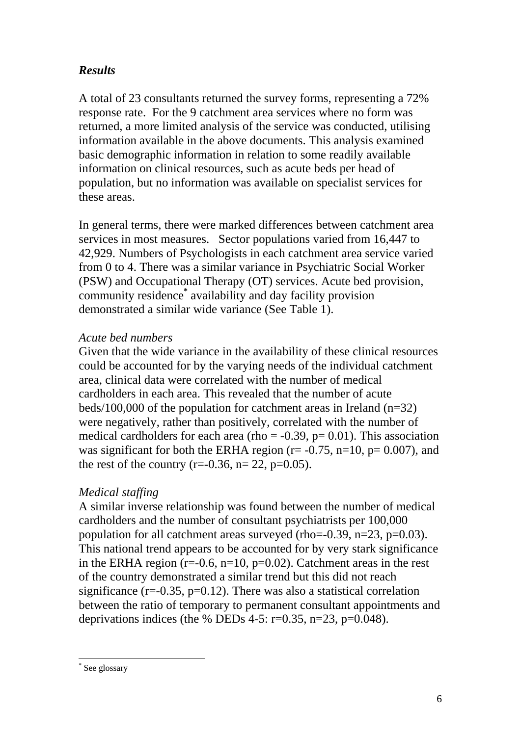### *Results*

A total of 23 consultants returned the survey forms, representing a 72% response rate. For the 9 catchment area services where no form was returned, a more limited analysis of the service was conducted, utilising information available in the above documents. This analysis examined basic demographic information in relation to some readily available information on clinical resources, such as acute beds per head of population, but no information was available on specialist services for these areas.

In general terms, there were marked differences between catchment area services in most measures. Sector populations varied from 16,447 to 42,929. Numbers of Psychologists in each catchment area service varied from 0 to 4. There was a similar variance in Psychiatric Social Worker (PSW) and Occupational Therapy (OT) services. Acute bed provision, community residence[*] availability and day facility provision demonstrated a similar wide variance (See Table 1).

*Acute bed numbers*

Given that the wide variance in the availability of these clinical resources could be accounted for by the varying needs of the individual catchment area, clinical data were correlated with the number of medical cardholders in each area. This revealed that the number of acute beds/100,000 of the population for catchment areas in Ireland (n=32) were negatively, rather than positively, correlated with the number of medical cardholders for each area ($\rho = -0.39$, $p = 0.01$). This association was significant for both the ERHA region ($r = -0.75$, $n=10$, $p = 0.007$), and the rest of the country ($r=-0.36$, $n = 22$, $p=0.05$).

*Medical staffing*

A similar inverse relationship was found between the number of medical cardholders and the number of consultant psychiatrists per 100,000 population for all catchment areas surveyed ($\rho=-0.39$, $n=23$, $p=0.03$). This national trend appears to be accounted for by very stark significance in the ERHA region ($r=-0.6$, $n=10$, $p=0.02$). Catchment areas in the rest of the country demonstrated a similar trend but this did not reach significance ($r=-0.35$, $p=0.12$). There was also a statistical correlation between the ratio of temporary to permanent consultant appointments and deprivations indices (the % DEDs 4-5: $r=0.35$, $n=23$, $p=0.048$).

---

[*] See glossary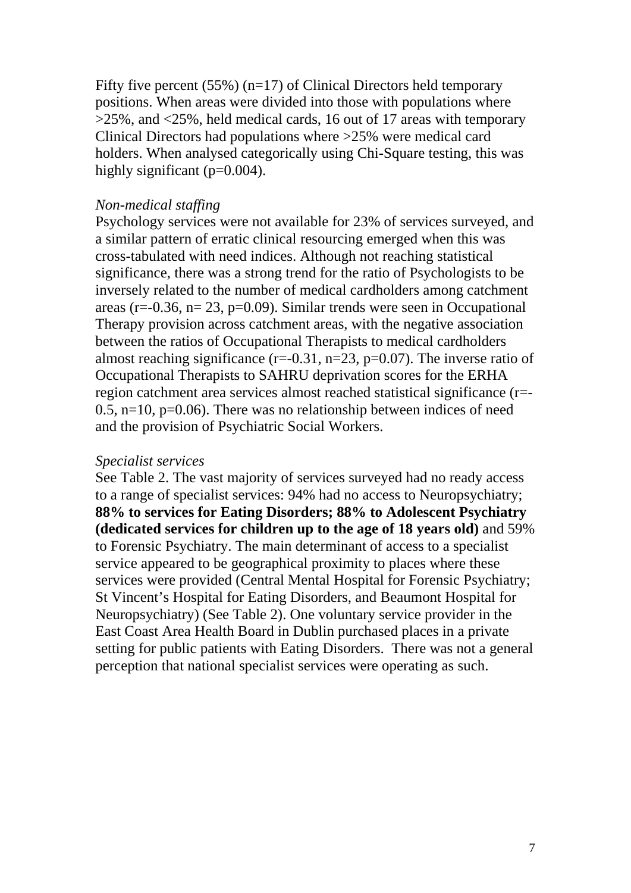Fifty five percent (55%) (n=17) of Clinical Directors held temporary positions. When areas were divided into those with populations where >25%, and <25%, held medical cards, 16 out of 17 areas with temporary Clinical Directors had populations where >25% were medical card holders. When analysed categorically using Chi-Square testing, this was highly significant ($p=0.004$).

*Non-medical staffing*

Psychology services were not available for 23% of services surveyed, and a similar pattern of erratic clinical resourcing emerged when this was cross-tabulated with need indices. Although not reaching statistical significance, there was a strong trend for the ratio of Psychologists to be inversely related to the number of medical cardholders among catchment areas ($r=-0.36$, $n= 23$, $p=0.09$). Similar trends were seen in Occupational Therapy provision across catchment areas, with the negative association between the ratios of Occupational Therapists to medical cardholders almost reaching significance ($r=-0.31$, $n=23$, $p=0.07$). The inverse ratio of Occupational Therapists to SAHRU deprivation scores for the ERHA region catchment area services almost reached statistical significance ($r=-0.5$, $n=10$, $p=0.06$). There was no relationship between indices of need and the provision of Psychiatric Social Workers.

*Specialist services*

See Table 2. The vast majority of services surveyed had no ready access to a range of specialist services: 94% had no access to Neuropsychiatry; **88% to services for Eating Disorders; 88% to Adolescent Psychiatry (dedicated services for children up to the age of 18 years old)** and 59% to Forensic Psychiatry. The main determinant of access to a specialist service appeared to be geographical proximity to places where these services were provided (Central Mental Hospital for Forensic Psychiatry; St Vincent's Hospital for Eating Disorders, and Beaumont Hospital for Neuropsychiatry) (See Table 2). One voluntary service provider in the East Coast Area Health Board in Dublin purchased places in a private setting for public patients with Eating Disorders. There was not a general perception that national specialist services were operating as such.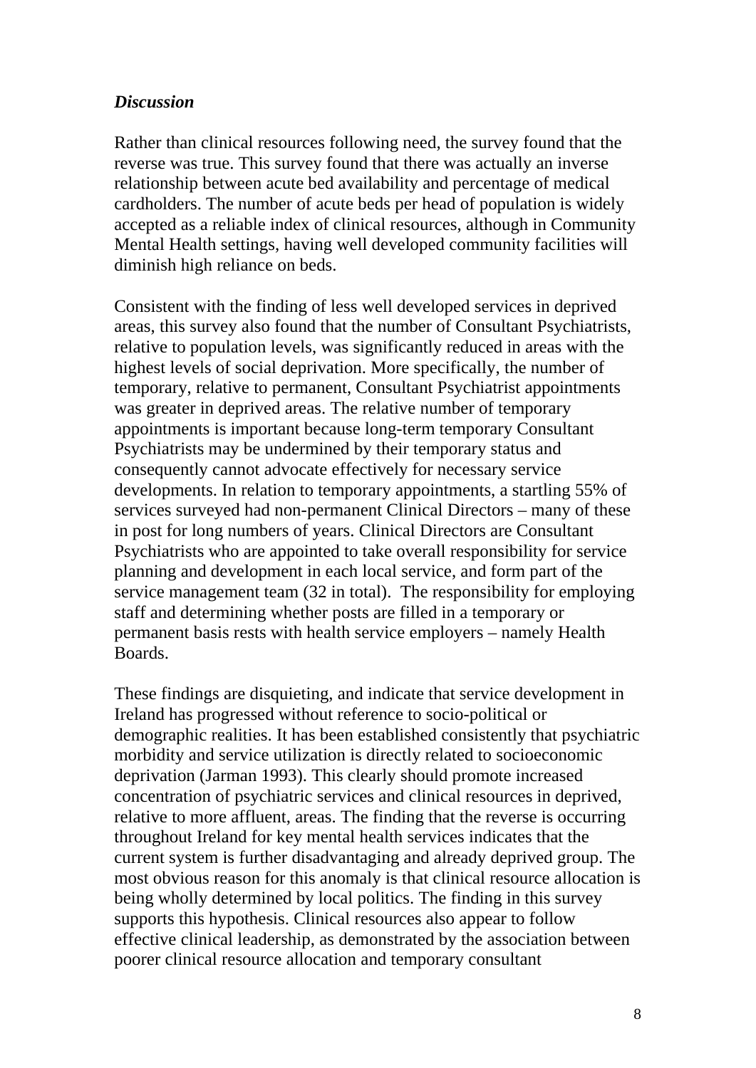### *Discussion*

Rather than clinical resources following need, the survey found that the reverse was true. This survey found that there was actually an inverse relationship between acute bed availability and percentage of medical cardholders. The number of acute beds per head of population is widely accepted as a reliable index of clinical resources, although in Community Mental Health settings, having well developed community facilities will diminish high reliance on beds.

Consistent with the finding of less well developed services in deprived areas, this survey also found that the number of Consultant Psychiatrists, relative to population levels, was significantly reduced in areas with the highest levels of social deprivation. More specifically, the number of temporary, relative to permanent, Consultant Psychiatrist appointments was greater in deprived areas. The relative number of temporary appointments is important because long-term temporary Consultant Psychiatrists may be undermined by their temporary status and consequently cannot advocate effectively for necessary service developments. In relation to temporary appointments, a startling 55% of services surveyed had non-permanent Clinical Directors – many of these in post for long numbers of years. Clinical Directors are Consultant Psychiatrists who are appointed to take overall responsibility for service planning and development in each local service, and form part of the service management team (32 in total). The responsibility for employing staff and determining whether posts are filled in a temporary or permanent basis rests with health service employers – namely Health Boards.

These findings are disquieting, and indicate that service development in Ireland has progressed without reference to socio-political or demographic realities. It has been established consistently that psychiatric morbidity and service utilization is directly related to socioeconomic deprivation (Jarman 1993). This clearly should promote increased concentration of psychiatric services and clinical resources in deprived, relative to more affluent, areas. The finding that the reverse is occurring throughout Ireland for key mental health services indicates that the current system is further disadvantaging and already deprived group. The most obvious reason for this anomaly is that clinical resource allocation is being wholly determined by local politics. The finding in this survey supports this hypothesis. Clinical resources also appear to follow effective clinical leadership, as demonstrated by the association between poorer clinical resource allocation and temporary consultant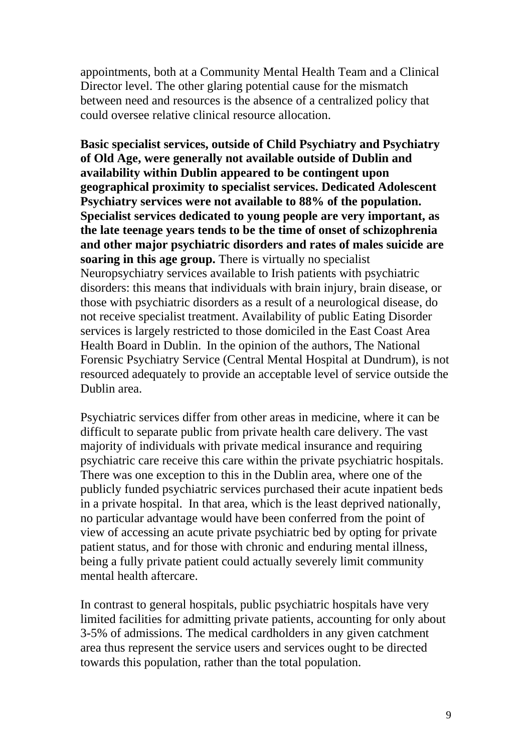appointments, both at a Community Mental Health Team and a Clinical Director level. The other glaring potential cause for the mismatch between need and resources is the absence of a centralized policy that could oversee relative clinical resource allocation.

**Basic specialist services, outside of Child Psychiatry and Psychiatry of Old Age, were generally not available outside of Dublin and availability within Dublin appeared to be contingent upon geographical proximity to specialist services. Dedicated Adolescent Psychiatry services were not available to 88% of the population. Specialist services dedicated to young people are very important, as the late teenage years tends to be the time of onset of schizophrenia and other major psychiatric disorders and rates of males suicide are soaring in this age group.** There is virtually no specialist Neuropsychiatry services available to Irish patients with psychiatric disorders: this means that individuals with brain injury, brain disease, or those with psychiatric disorders as a result of a neurological disease, do not receive specialist treatment. Availability of public Eating Disorder services is largely restricted to those domiciled in the East Coast Area Health Board in Dublin. In the opinion of the authors, The National Forensic Psychiatry Service (Central Mental Hospital at Dundrum), is not resourced adequately to provide an acceptable level of service outside the Dublin area.

Psychiatric services differ from other areas in medicine, where it can be difficult to separate public from private health care delivery. The vast majority of individuals with private medical insurance and requiring psychiatric care receive this care within the private psychiatric hospitals. There was one exception to this in the Dublin area, where one of the publicly funded psychiatric services purchased their acute inpatient beds in a private hospital. In that area, which is the least deprived nationally, no particular advantage would have been conferred from the point of view of accessing an acute private psychiatric bed by opting for private patient status, and for those with chronic and enduring mental illness, being a fully private patient could actually severely limit community mental health aftercare.

In contrast to general hospitals, public psychiatric hospitals have very limited facilities for admitting private patients, accounting for only about 3-5% of admissions. The medical cardholders in any given catchment area thus represent the service users and services ought to be directed towards this population, rather than the total population.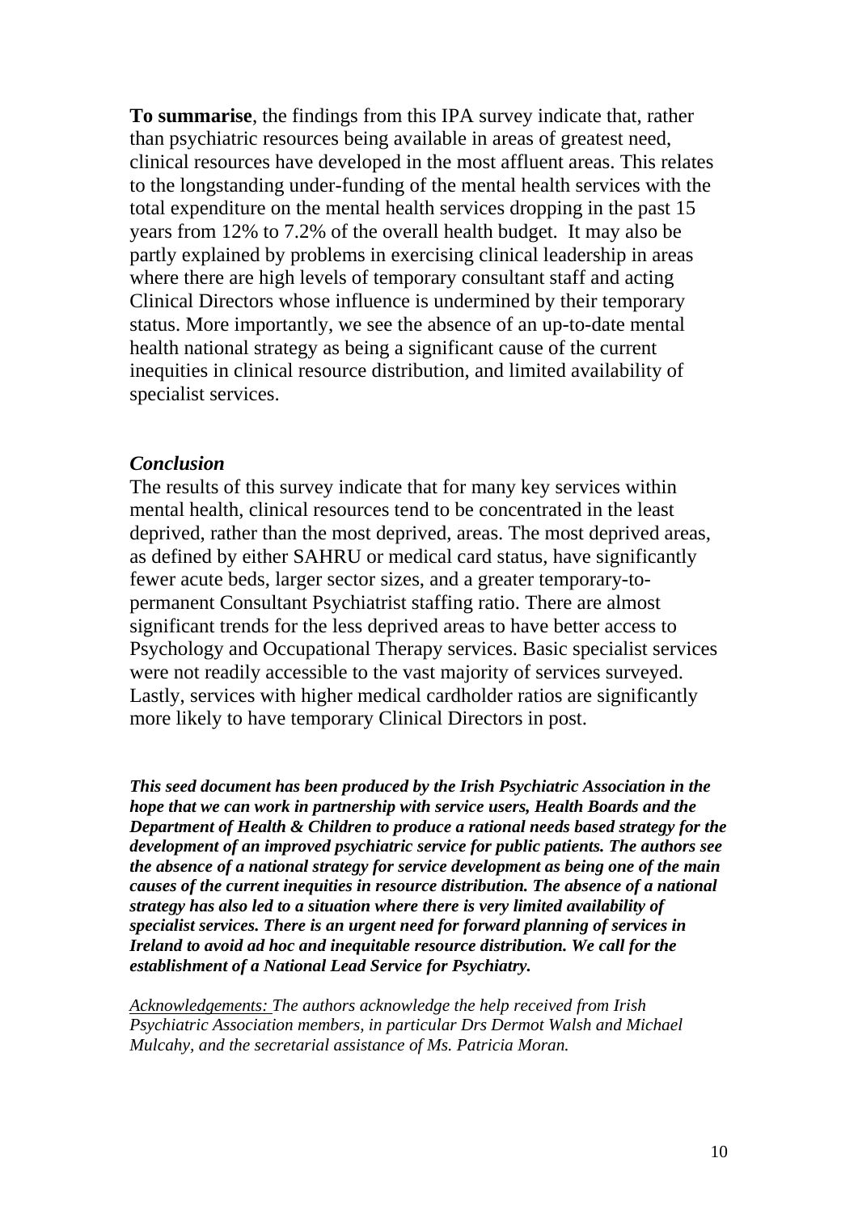**To summarise**, the findings from this IPA survey indicate that, rather than psychiatric resources being available in areas of greatest need, clinical resources have developed in the most affluent areas. This relates to the longstanding under-funding of the mental health services with the total expenditure on the mental health services dropping in the past 15 years from 12% to 7.2% of the overall health budget. It may also be partly explained by problems in exercising clinical leadership in areas where there are high levels of temporary consultant staff and acting Clinical Directors whose influence is undermined by their temporary status. More importantly, we see the absence of an up-to-date mental health national strategy as being a significant cause of the current inequities in clinical resource distribution, and limited availability of specialist services.

### *Conclusion*

The results of this survey indicate that for many key services within mental health, clinical resources tend to be concentrated in the least deprived, rather than the most deprived, areas. The most deprived areas, as defined by either SAHRU or medical card status, have significantly fewer acute beds, larger sector sizes, and a greater temporary-to-permanent Consultant Psychiatrist staffing ratio. There are almost significant trends for the less deprived areas to have better access to Psychology and Occupational Therapy services. Basic specialist services were not readily accessible to the vast majority of services surveyed. Lastly, services with higher medical cardholder ratios are significantly more likely to have temporary Clinical Directors in post.

***This seed document has been produced by the Irish Psychiatric Association in the hope that we can work in partnership with service users, Health Boards and the Department of Health & Children to produce a rational needs based strategy for the development of an improved psychiatric service for public patients. The authors see the absence of a national strategy for service development as being one of the main causes of the current inequities in resource distribution. The absence of a national strategy has also led to a situation where there is very limited availability of specialist services. There is an urgent need for forward planning of services in Ireland to avoid ad hoc and inequitable resource distribution. We call for the establishment of a National Lead Service for Psychiatry.***

*Acknowledgements: The authors acknowledge the help received from Irish Psychiatric Association members, in particular Drs Dermot Walsh and Michael Mulcahy, and the secretarial assistance of Ms. Patricia Moran.*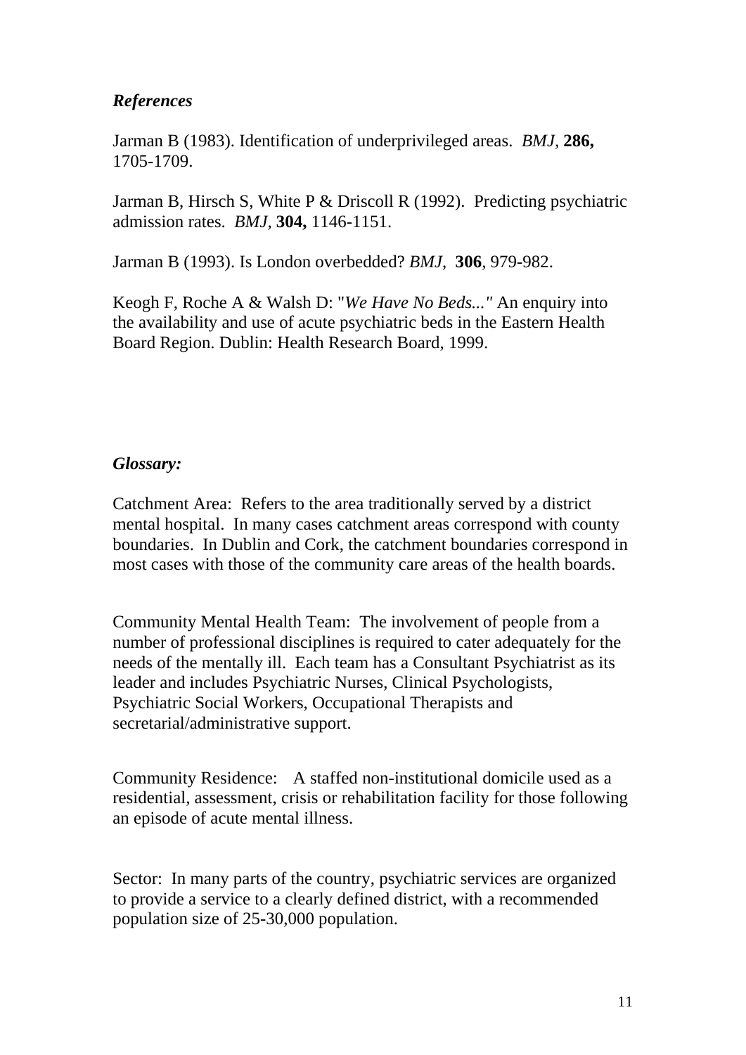### *References*

Jarman B (1983). Identification of underprivileged areas. *BMJ,* **286,** 1705-1709.

Jarman B, Hirsch S, White P & Driscoll R (1992). Predicting psychiatric admission rates. *BMJ,* **304,** 1146-1151.

Jarman B (1993). Is London overbedded? *BMJ*, **306**, 979-982.

Keogh F, Roche A & Walsh D: "*We Have No Beds..."* An enquiry into the availability and use of acute psychiatric beds in the Eastern Health Board Region. Dublin: Health Research Board, 1999.

### *Glossary:*

Catchment Area: Refers to the area traditionally served by a district mental hospital. In many cases catchment areas correspond with county boundaries. In Dublin and Cork, the catchment boundaries correspond in most cases with those of the community care areas of the health boards.

Community Mental Health Team: The involvement of people from a number of professional disciplines is required to cater adequately for the needs of the mentally ill. Each team has a Consultant Psychiatrist as its leader and includes Psychiatric Nurses, Clinical Psychologists, Psychiatric Social Workers, Occupational Therapists and secretarial/administrative support.

Community Residence: A staffed non-institutional domicile used as a residential, assessment, crisis or rehabilitation facility for those following an episode of acute mental illness.

Sector: In many parts of the country, psychiatric services are organized to provide a service to a clearly defined district, with a recommended population size of 25-30,000 population.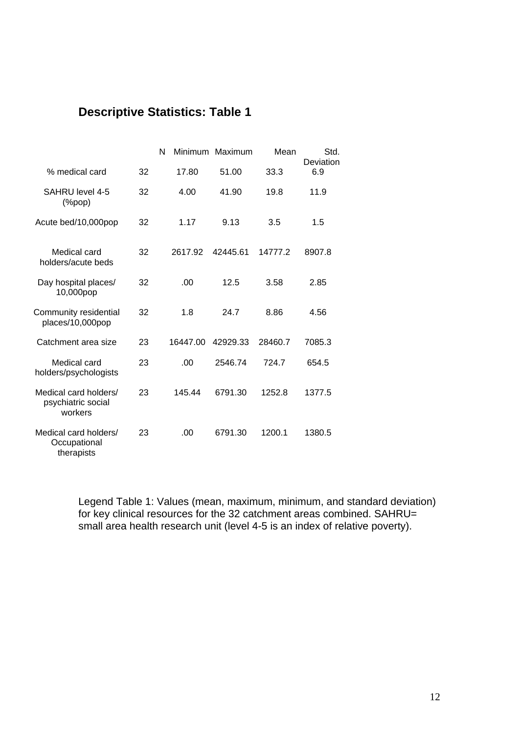## Descriptive Statistics: Table 1

| | N | Minimum | Maximum | Mean | Std. Deviation |
|---|---|---|---|---|---|
| % medical card | 32 | 17.80 | 51.00 | 33.3 | 6.9 |
| SAHRU level 4-5 (%pop) | 32 | 4.00 | 41.90 | 19.8 | 11.9 |
| Acute bed/10,000pop | 32 | 1.17 | 9.13 | 3.5 | 1.5 |
| Medical card holders/acute beds | 32 | 2617.92 | 42445.61 | 14777.2 | 8907.8 |
| Day hospital places/ 10,000pop | 32 | .00 | 12.5 | 3.58 | 2.85 |
| Community residential places/10,000pop | 32 | 1.8 | 24.7 | 8.86 | 4.56 |
| Catchment area size | 23 | 16447.00 | 42929.33 | 28460.7 | 7085.3 |
| Medical card holders/psychologists | 23 | .00 | 2546.74 | 724.7 | 654.5 |
| Medical card holders/ psychiatric social workers | 23 | 145.44 | 6791.30 | 1252.8 | 1377.5 |
| Medical card holders/ Occupational therapists | 23 | .00 | 6791.30 | 1200.1 | 1380.5 |

Legend Table 1: Values (mean, maximum, minimum, and standard deviation) for key clinical resources for the 32 catchment areas combined. SAHRU= small area health research unit (level 4-5 is an index of relative poverty).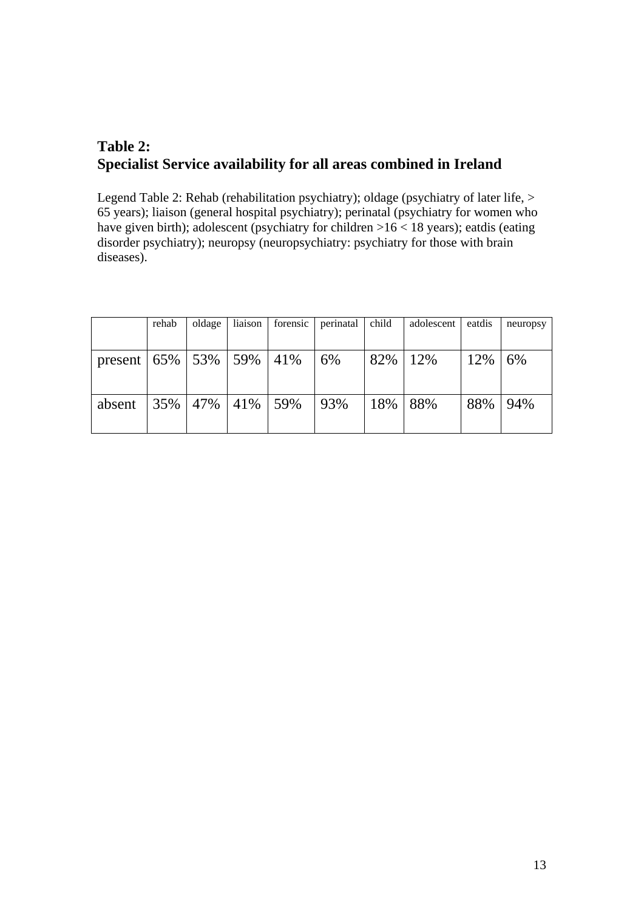**Table 2:**
**Specialist Service availability for all areas combined in Ireland**

Legend Table 2: Rehab (rehabilitation psychiatry); oldage (psychiatry of later life, > 65 years); liaison (general hospital psychiatry); perinatal (psychiatry for women who have given birth); adolescent (psychiatry for children >16 < 18 years); eatdis (eating disorder psychiatry); neuropsy (neuropsychiatry: psychiatry for those with brain diseases).

| | rehab | oldage | liaison | forensic | perinatal | child | adolescent | eatdis | neuropsy |
|---|---|---|---|---|---|---|---|---|---|
| present | 65% | 53% | 59% | 41% | 6% | 82% | 12% | 12% | 6% |
| absent | 35% | 47% | 41% | 59% | 93% | 18% | 88% | 88% | 94% |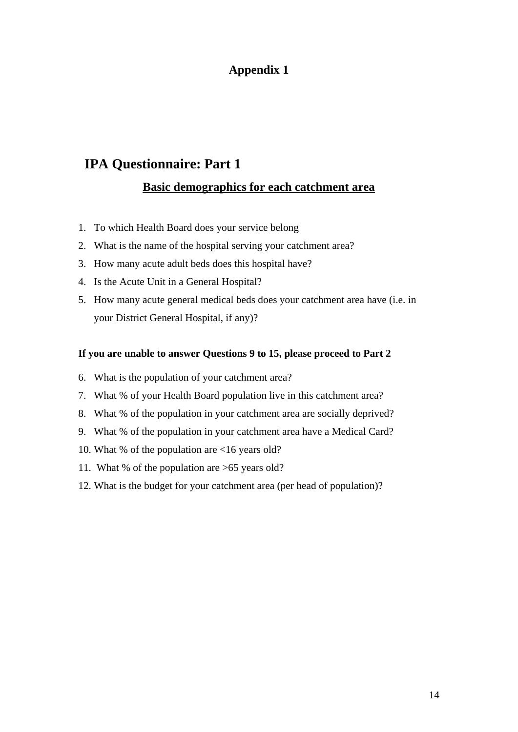# Appendix 1

## IPA Questionnaire: Part 1

### Basic demographics for each catchment area

1. To which Health Board does your service belong
2. What is the name of the hospital serving your catchment area?
3. How many acute adult beds does this hospital have?
4. Is the Acute Unit in a General Hospital?
5. How many acute general medical beds does your catchment area have (i.e. in your District General Hospital, if any)?

**If you are unable to answer Questions 9 to 15, please proceed to Part 2**

6. What is the population of your catchment area?
7. What % of your Health Board population live in this catchment area?
8. What % of the population in your catchment area are socially deprived?
9. What % of the population in your catchment area have a Medical Card?
10. What % of the population are <16 years old?
11. What % of the population are >65 years old?
12. What is the budget for your catchment area (per head of population)?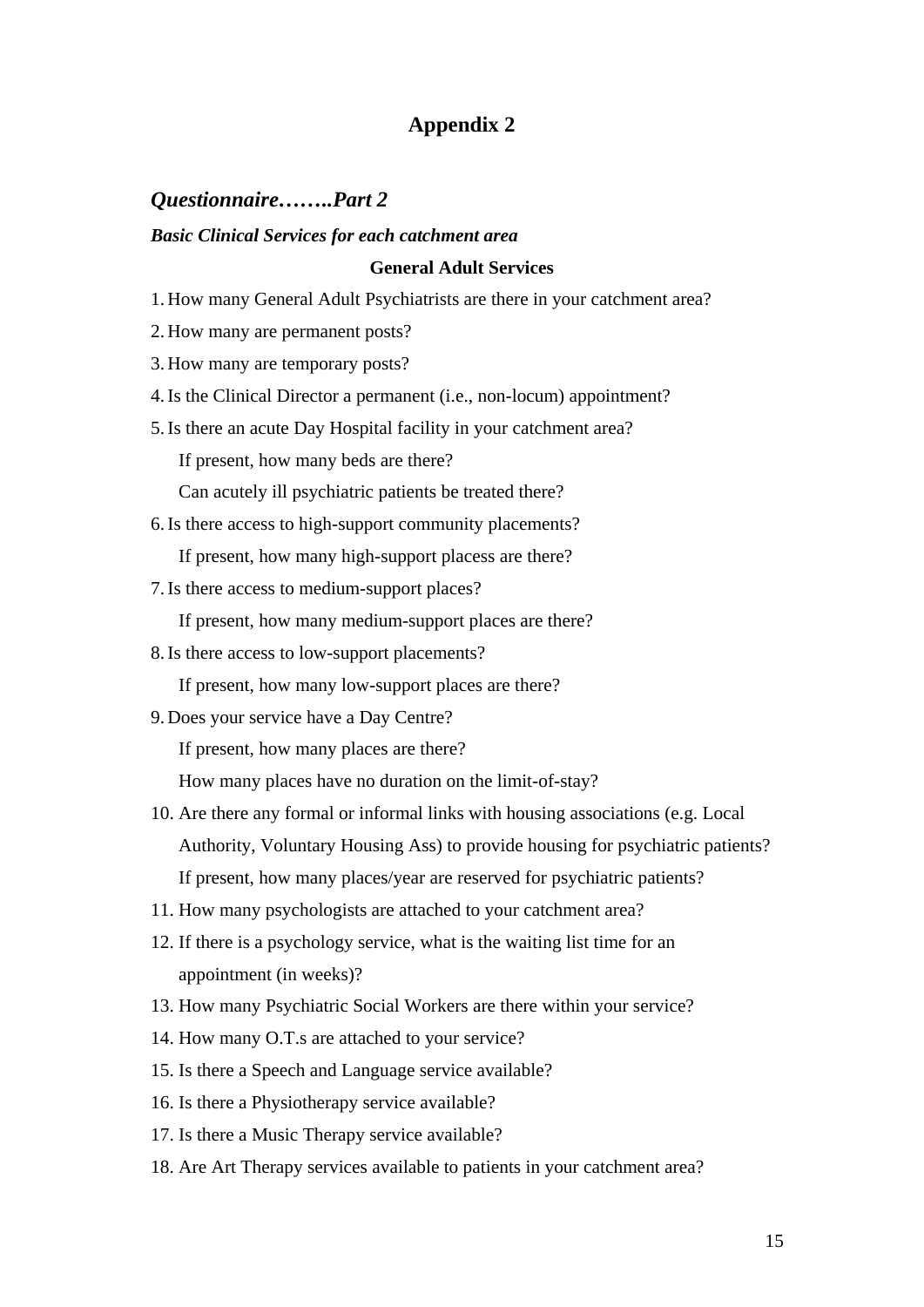# Appendix 2

## *Questionnaire……..Part 2*

***Basic Clinical Services for each catchment area***

**General Adult Services**

1. How many General Adult Psychiatrists are there in your catchment area?
2. How many are permanent posts?
3. How many are temporary posts?
4. Is the Clinical Director a permanent (i.e., non-locum) appointment?
5. Is there an acute Day Hospital facility in your catchment area?
   If present, how many beds are there?
   Can acutely ill psychiatric patients be treated there?
6. Is there access to high-support community placements?
   If present, how many high-support placess are there?
7. Is there access to medium-support places?
   If present, how many medium-support places are there?
8. Is there access to low-support placements?
   If present, how many low-support places are there?
9. Does your service have a Day Centre?
   If present, how many places are there?
   How many places have no duration on the limit-of-stay?
10. Are there any formal or informal links with housing associations (e.g. Local Authority, Voluntary Housing Ass) to provide housing for psychiatric patients?
    If present, how many places/year are reserved for psychiatric patients?
11. How many psychologists are attached to your catchment area?
12. If there is a psychology service, what is the waiting list time for an appointment (in weeks)?
13. How many Psychiatric Social Workers are there within your service?
14. How many O.T.s are attached to your service?
15. Is there a Speech and Language service available?
16. Is there a Physiotherapy service available?
17. Is there a Music Therapy service available?
18. Are Art Therapy services available to patients in your catchment area?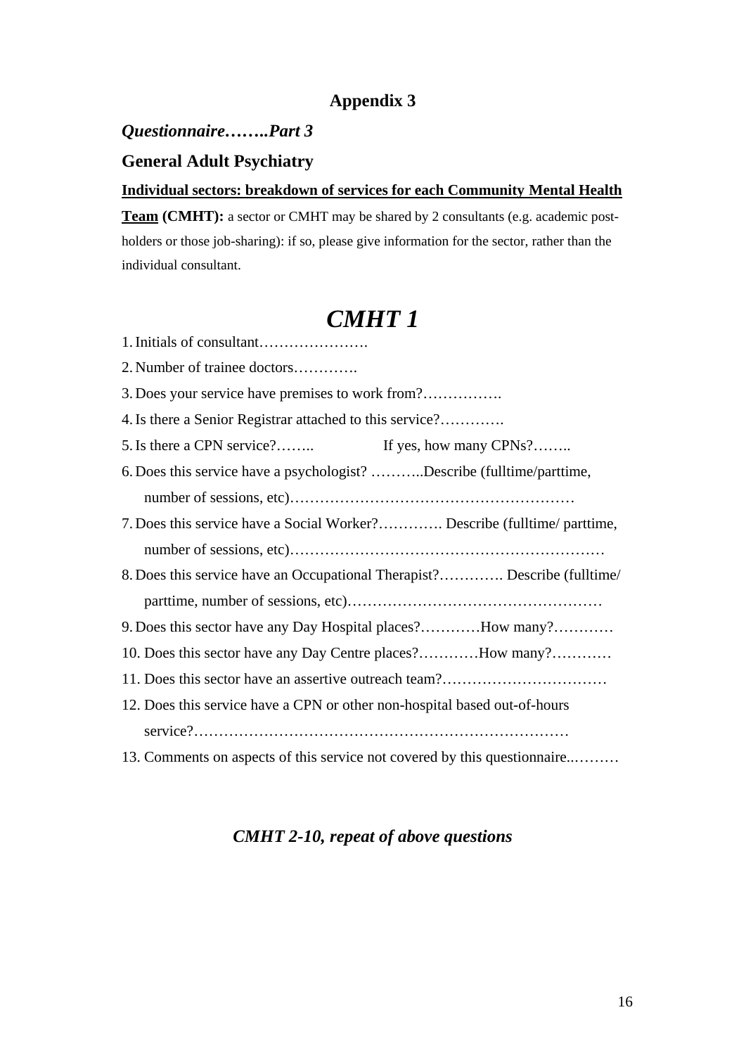# Appendix 3

***Questionnaire……..Part 3***

## General Adult Psychiatry

**<u>Individual sectors: breakdown of services for each Community Mental Health Team</u> (CMHT):** a sector or CMHT may be shared by 2 consultants (e.g. academic post-holders or those job-sharing): if so, please give information for the sector, rather than the individual consultant.

# *CMHT 1*

1. Initials of consultant………………….
2. Number of trainee doctors………….
3. Does your service have premises to work from?…………….
4. Is there a Senior Registrar attached to this service?………….
5. Is there a CPN service?…….. If yes, how many CPNs?……..
6. Does this service have a psychologist? ………..Describe (fulltime/parttime, number of sessions, etc)…………………………………………………
7. Does this service have a Social Worker?…………. Describe (fulltime/ parttime, number of sessions, etc)………………………………………………………
8. Does this service have an Occupational Therapist?…………. Describe (fulltime/ parttime, number of sessions, etc)……………………………………………
9. Does this sector have any Day Hospital places?…………How many?…………
10. Does this sector have any Day Centre places?…………How many?…………
11. Does this sector have an assertive outreach team?……………………………
12. Does this service have a CPN or other non-hospital based out-of-hours service?…………………………………………………………………
13. Comments on aspects of this service not covered by this questionnaire..………

***CMHT 2-10, repeat of above questions***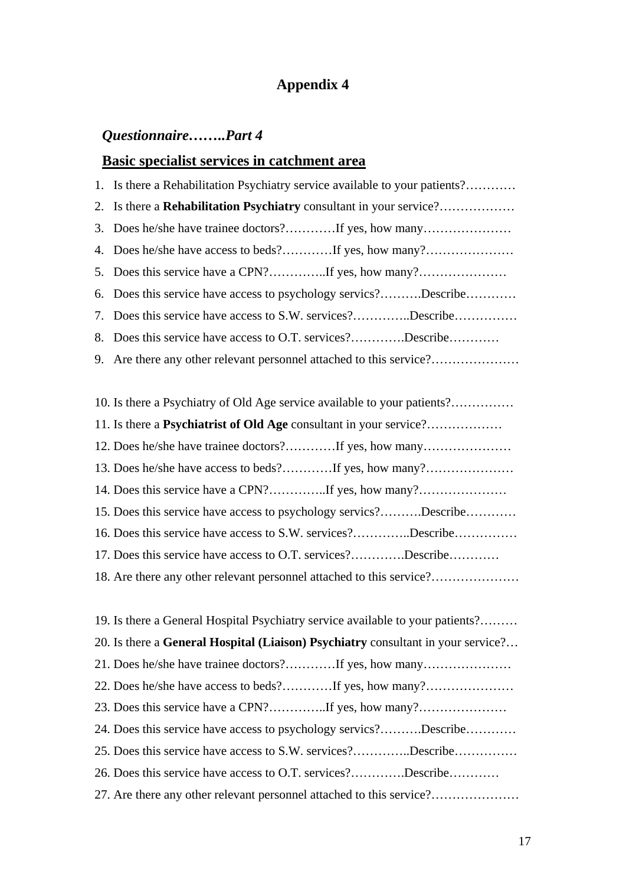# Appendix 4

***Questionnaire……..Part 4***

## **Basic specialist services in catchment area**

1. Is there a Rehabilitation Psychiatry service available to your patients?…………
2. Is there a **Rehabilitation Psychiatry** consultant in your service?………………
3. Does he/she have trainee doctors?…………If yes, how many…………………
4. Does he/she have access to beds?…………If yes, how many?…………………
5. Does this service have a CPN?…………..If yes, how many?…………………
6. Does this service have access to psychology servics?……….Describe…………
7. Does this service have access to S.W. services?…………..Describe……………
8. Does this service have access to O.T. services?………….Describe…………
9. Are there any other relevant personnel attached to this service?…………………

10. Is there a Psychiatry of Old Age service available to your patients?……………
11. Is there a **Psychiatrist of Old Age** consultant in your service?………………
12. Does he/she have trainee doctors?…………If yes, how many…………………
13. Does he/she have access to beds?…………If yes, how many?…………………
14. Does this service have a CPN?…………..If yes, how many?…………………
15. Does this service have access to psychology servics?……….Describe…………
16. Does this service have access to S.W. services?…………..Describe……………
17. Does this service have access to O.T. services?………….Describe…………
18. Are there any other relevant personnel attached to this service?…………………

19. Is there a General Hospital Psychiatry service available to your patients?………
20. Is there a **General Hospital (Liaison) Psychiatry** consultant in your service?…
21. Does he/she have trainee doctors?…………If yes, how many…………………
22. Does he/she have access to beds?…………If yes, how many?…………………
23. Does this service have a CPN?…………..If yes, how many?…………………
24. Does this service have access to psychology servics?……….Describe…………
25. Does this service have access to S.W. services?…………..Describe……………
26. Does this service have access to O.T. services?………….Describe…………
27. Are there any other relevant personnel attached to this service?…………………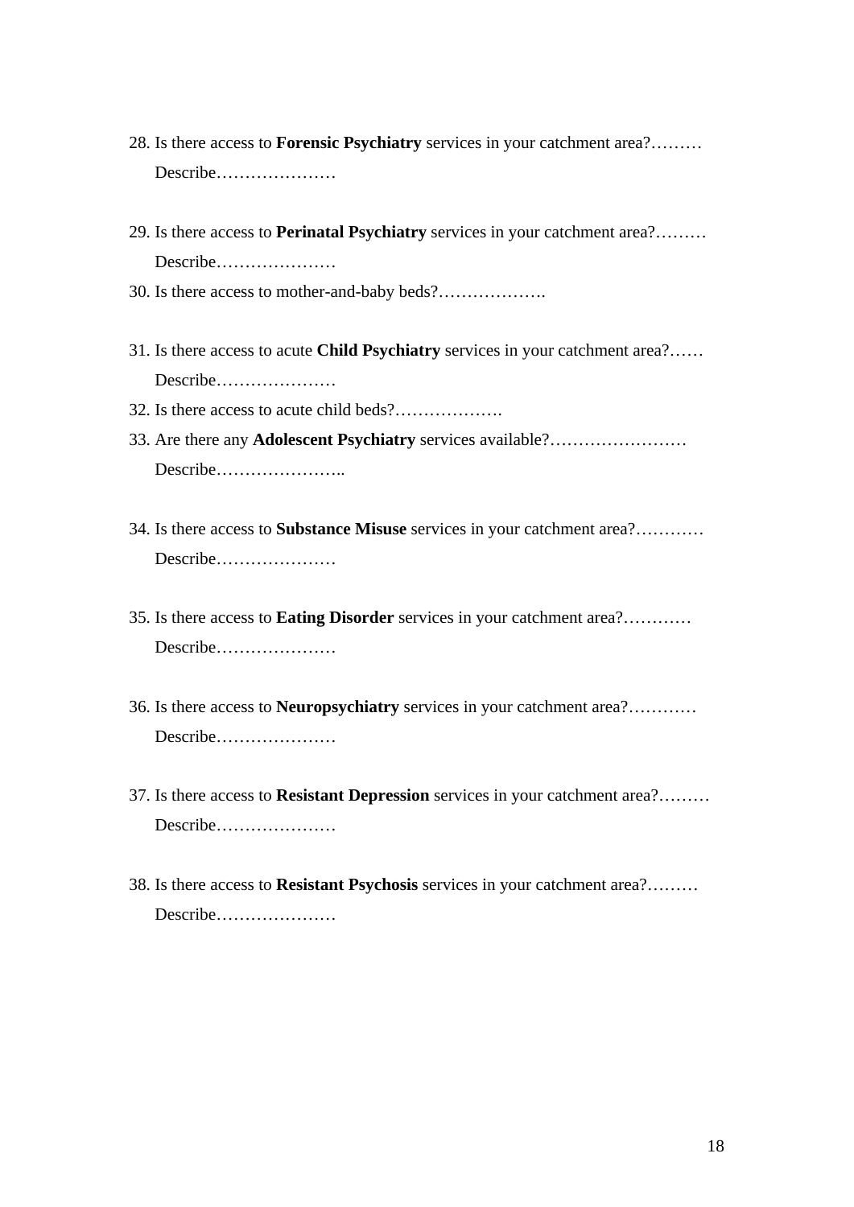28. Is there access to **Forensic Psychiatry** services in your catchment area?………
    Describe…………………

29. Is there access to **Perinatal Psychiatry** services in your catchment area?………
    Describe…………………
30. Is there access to mother-and-baby beds?……………….

31. Is there access to acute **Child Psychiatry** services in your catchment area?……
    Describe…………………
32. Is there access to acute child beds?……………….
33. Are there any **Adolescent Psychiatry** services available?……………………
    Describe…………………..

34. Is there access to **Substance Misuse** services in your catchment area?…………
    Describe…………………

35. Is there access to **Eating Disorder** services in your catchment area?…………
    Describe…………………

36. Is there access to **Neuropsychiatry** services in your catchment area?…………
    Describe…………………

37. Is there access to **Resistant Depression** services in your catchment area?………
    Describe…………………

38. Is there access to **Resistant Psychosis** services in your catchment area?………
    Describe…………………